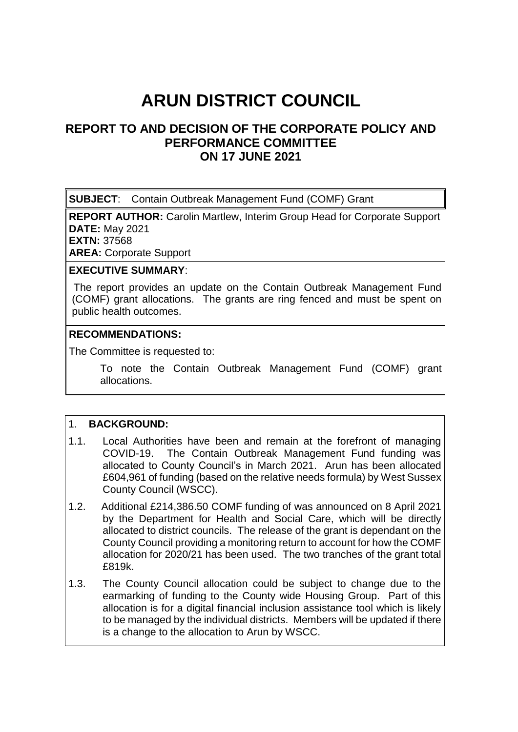# ARUN DISTRICT COUNCIL

## REPORT TO AND DECISION OF THE CORPORATE POLICY AND PERFORMANCE COMMITTEE ON 17 JUNE 2021

**SUBJECT**: Contain Outbreak Management Fund (COMF) Grant

**REPORT AUTHOR:** Carolin Martlew, Interim Group Head for Corporate Support
**DATE:** May 2021
**EXTN:** 37568
**AREA:** Corporate Support

**EXECUTIVE SUMMARY**:

The report provides an update on the Contain Outbreak Management Fund (COMF) grant allocations. The grants are ring fenced and must be spent on public health outcomes.

**RECOMMENDATIONS:**

The Committee is requested to:

To note the Contain Outbreak Management Fund (COMF) grant allocations.

1. **BACKGROUND:**

1.1. Local Authorities have been and remain at the forefront of managing COVID-19. The Contain Outbreak Management Fund funding was allocated to County Council's in March 2021. Arun has been allocated £604,961 of funding (based on the relative needs formula) by West Sussex County Council (WSCC).

1.2. Additional £214,386.50 COMF funding of was announced on 8 April 2021 by the Department for Health and Social Care, which will be directly allocated to district councils. The release of the grant is dependant on the County Council providing a monitoring return to account for how the COMF allocation for 2020/21 has been used. The two tranches of the grant total £819k.

1.3. The County Council allocation could be subject to change due to the earmarking of funding to the County wide Housing Group. Part of this allocation is for a digital financial inclusion assistance tool which is likely to be managed by the individual districts. Members will be updated if there is a change to the allocation to Arun by WSCC.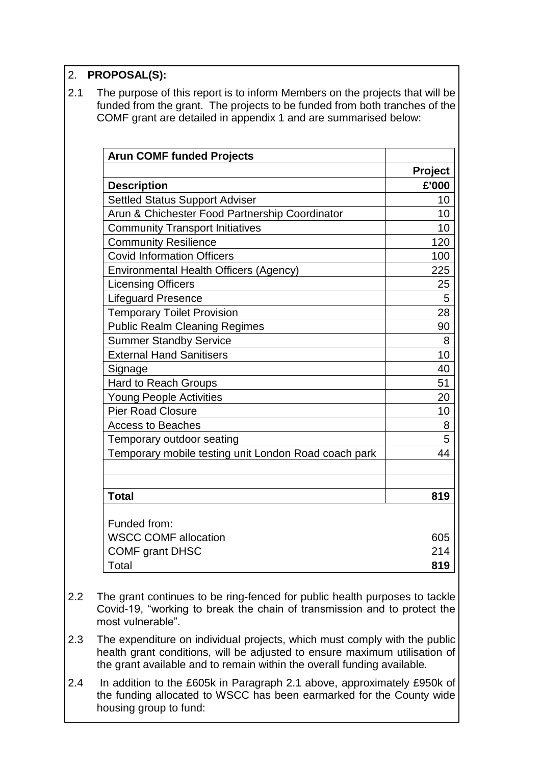## 2. PROPOSAL(S):

2.1 The purpose of this report is to inform Members on the projects that will be funded from the grant. The projects to be funded from both tranches of the COMF grant are detailed in appendix 1 and are summarised below:

| Arun COMF funded Projects | |
|---|---|
| | Project |
| **Description** | **£'000** |
| Settled Status Support Adviser | 10 |
| Arun & Chichester Food Partnership Coordinator | 10 |
| Community Transport Initiatives | 10 |
| Community Resilience | 120 |
| Covid Information Officers | 100 |
| Environmental Health Officers (Agency) | 225 |
| Licensing Officers | 25 |
| Lifeguard Presence | 5 |
| Temporary Toilet Provision | 28 |
| Public Realm Cleaning Regimes | 90 |
| Summer Standby Service | 8 |
| External Hand Sanitisers | 10 |
| Signage | 40 |
| Hard to Reach Groups | 51 |
| Young People Activities | 20 |
| Pier Road Closure | 10 |
| Access to Beaches | 8 |
| Temporary outdoor seating | 5 |
| Temporary mobile testing unit London Road coach park | 44 |
| | |
| | |
| **Total** | **819** |
| Funded from: | |
| WSCC COMF allocation | 605 |
| COMF grant DHSC | 214 |
| Total | **819** |

2.2 The grant continues to be ring-fenced for public health purposes to tackle Covid-19, "working to break the chain of transmission and to protect the most vulnerable".

2.3 The expenditure on individual projects, which must comply with the public health grant conditions, will be adjusted to ensure maximum utilisation of the grant available and to remain within the overall funding available.

2.4 In addition to the £605k in Paragraph 2.1 above, approximately £950k of the funding allocated to WSCC has been earmarked for the County wide housing group to fund: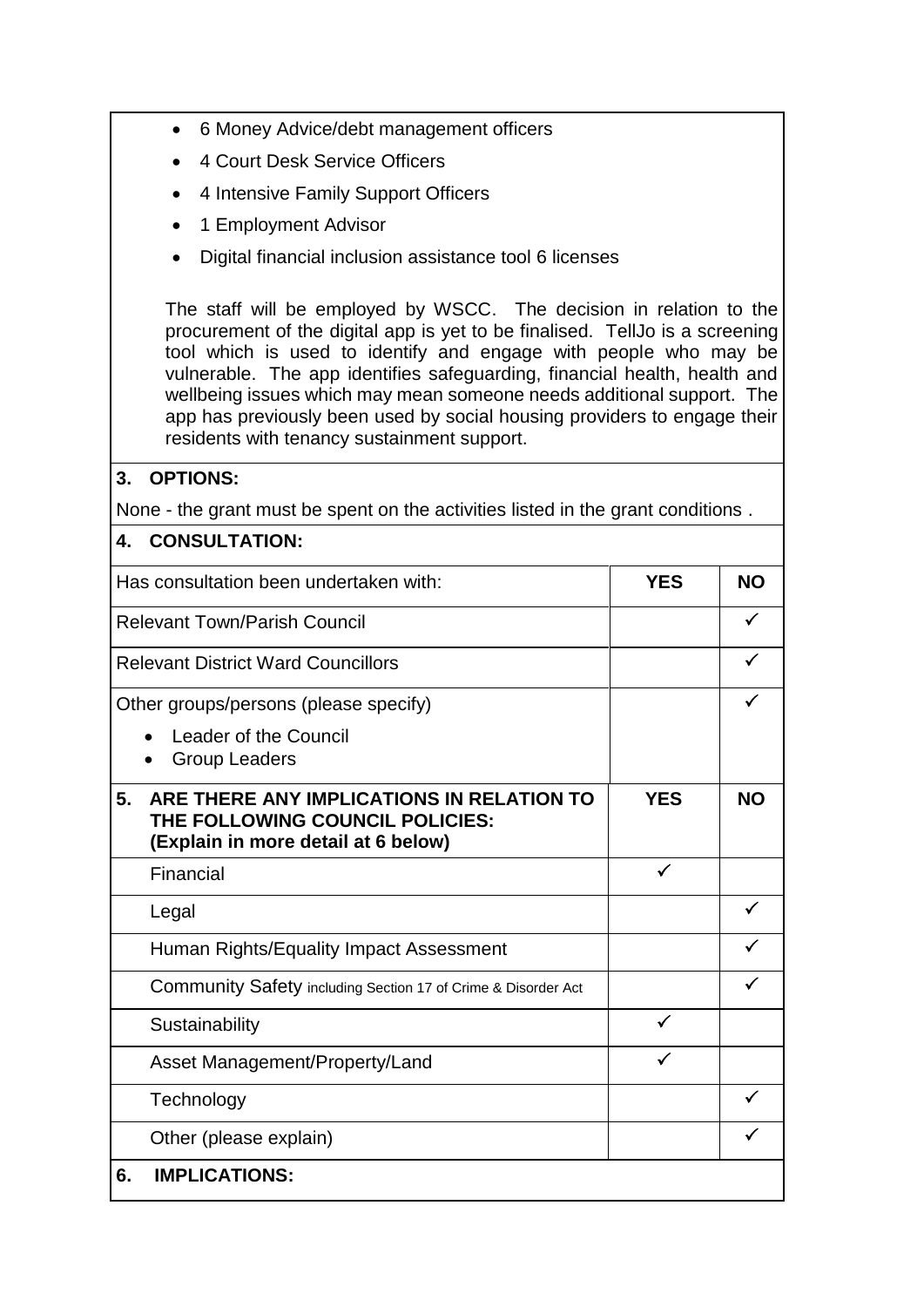- 6 Money Advice/debt management officers
- 4 Court Desk Service Officers
- 4 Intensive Family Support Officers
- 1 Employment Advisor
- Digital financial inclusion assistance tool 6 licenses

The staff will be employed by WSCC. The decision in relation to the procurement of the digital app is yet to be finalised. TellJo is a screening tool which is used to identify and engage with people who may be vulnerable. The app identifies safeguarding, financial health, health and wellbeing issues which may mean someone needs additional support. The app has previously been used by social housing providers to engage their residents with tenancy sustainment support.

## 3. OPTIONS:

None - the grant must be spent on the activities listed in the grant conditions .

## 4. CONSULTATION:

| Has consultation been undertaken with: | YES | NO |
|---|---|---|
| Relevant Town/Parish Council | | ✓ |
| Relevant District Ward Councillors | | ✓ |
| Other groups/persons (please specify)<br>• Leader of the Council<br>• Group Leaders | | ✓ |

| 5. ARE THERE ANY IMPLICATIONS IN RELATION TO THE FOLLOWING COUNCIL POLICIES: (Explain in more detail at 6 below) | YES | NO |
|---|---|---|
| Financial | ✓ | |
| Legal | | ✓ |
| Human Rights/Equality Impact Assessment | | ✓ |
| Community Safety including Section 17 of Crime & Disorder Act | | ✓ |
| Sustainability | ✓ | |
| Asset Management/Property/Land | ✓ | |
| Technology | | ✓ |
| Other (please explain) | | ✓ |

## 6. IMPLICATIONS: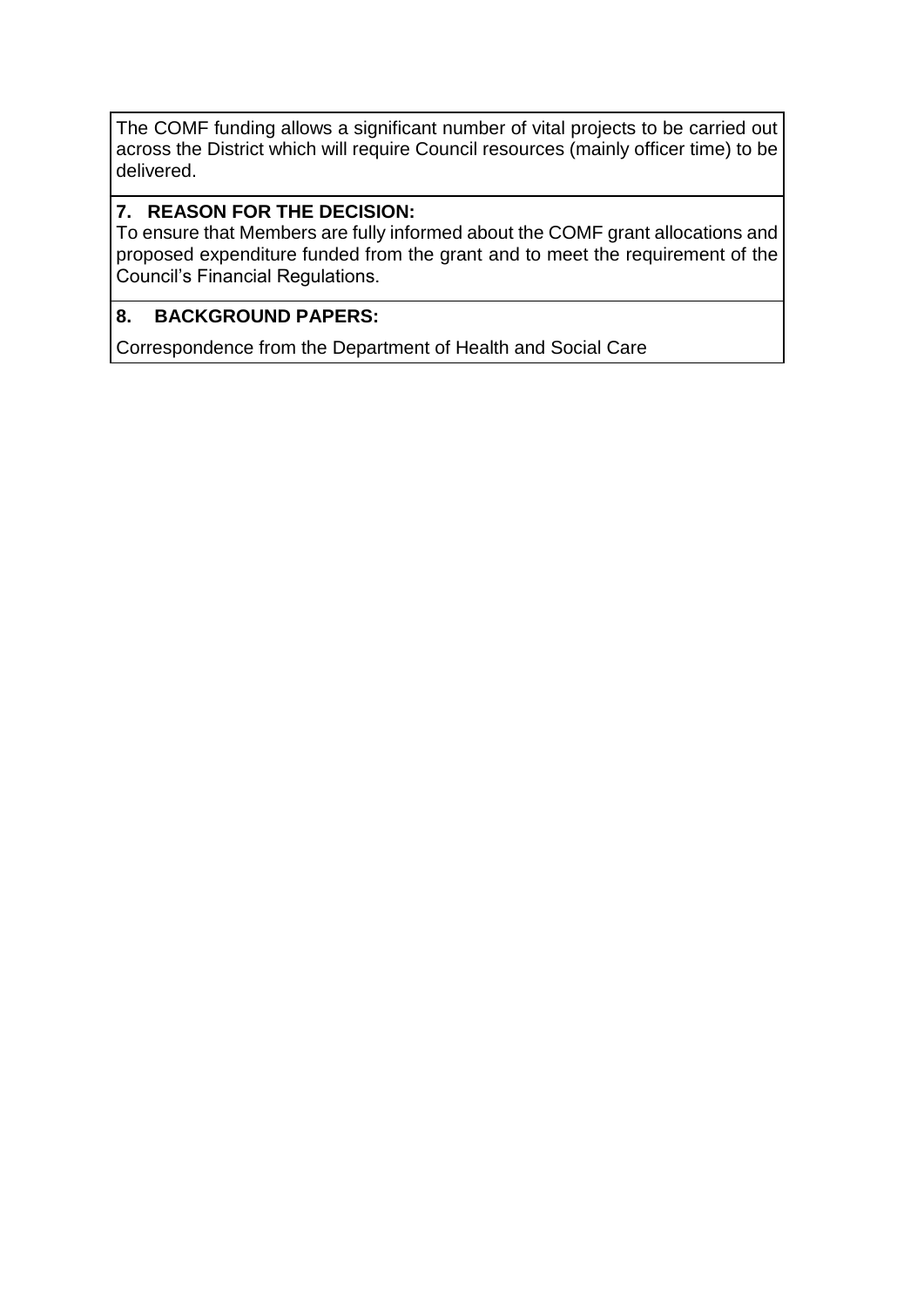The COMF funding allows a significant number of vital projects to be carried out across the District which will require Council resources (mainly officer time) to be delivered.

## 7. REASON FOR THE DECISION:

To ensure that Members are fully informed about the COMF grant allocations and proposed expenditure funded from the grant and to meet the requirement of the Council's Financial Regulations.

## 8. BACKGROUND PAPERS:

Correspondence from the Department of Health and Social Care